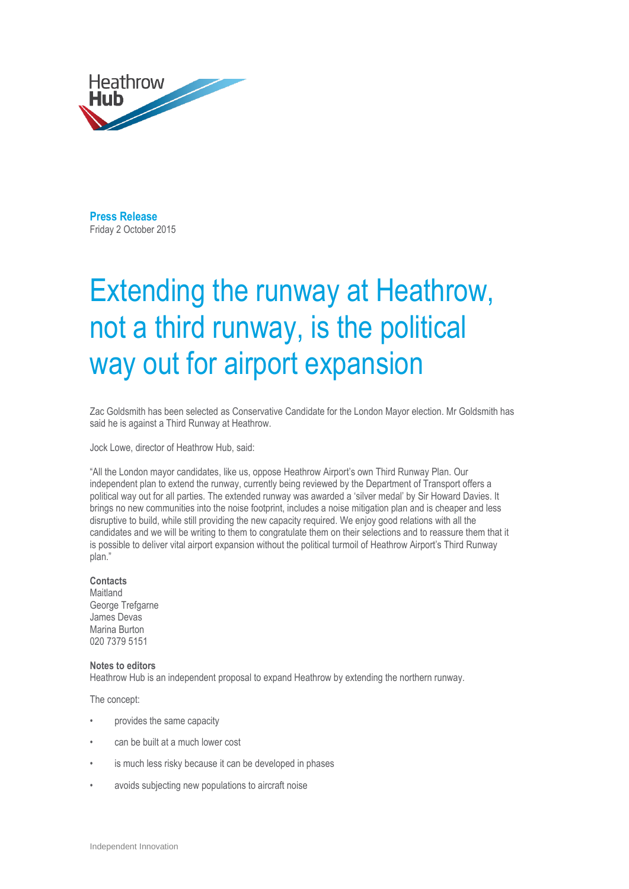Heathrow Hub

**Press Release**
Friday 2 October 2015

# Extending the runway at Heathrow, not a third runway, is the political way out for airport expansion

Zac Goldsmith has been selected as Conservative Candidate for the London Mayor election. Mr Goldsmith has said he is against a Third Runway at Heathrow.

Jock Lowe, director of Heathrow Hub, said:

"All the London mayor candidates, like us, oppose Heathrow Airport's own Third Runway Plan. Our independent plan to extend the runway, currently being reviewed by the Department of Transport offers a political way out for all parties. The extended runway was awarded a 'silver medal' by Sir Howard Davies. It brings no new communities into the noise footprint, includes a noise mitigation plan and is cheaper and less disruptive to build, while still providing the new capacity required. We enjoy good relations with all the candidates and we will be writing to them to congratulate them on their selections and to reassure them that it is possible to deliver vital airport expansion without the political turmoil of Heathrow Airport's Third Runway plan."

**Contacts**
Maitland
George Trefgarne
James Devas
Marina Burton
020 7379 5151

**Notes to editors**
Heathrow Hub is an independent proposal to expand Heathrow by extending the northern runway.

The concept:

- provides the same capacity
- can be built at a much lower cost
- is much less risky because it can be developed in phases
- avoids subjecting new populations to aircraft noise

Independent Innovation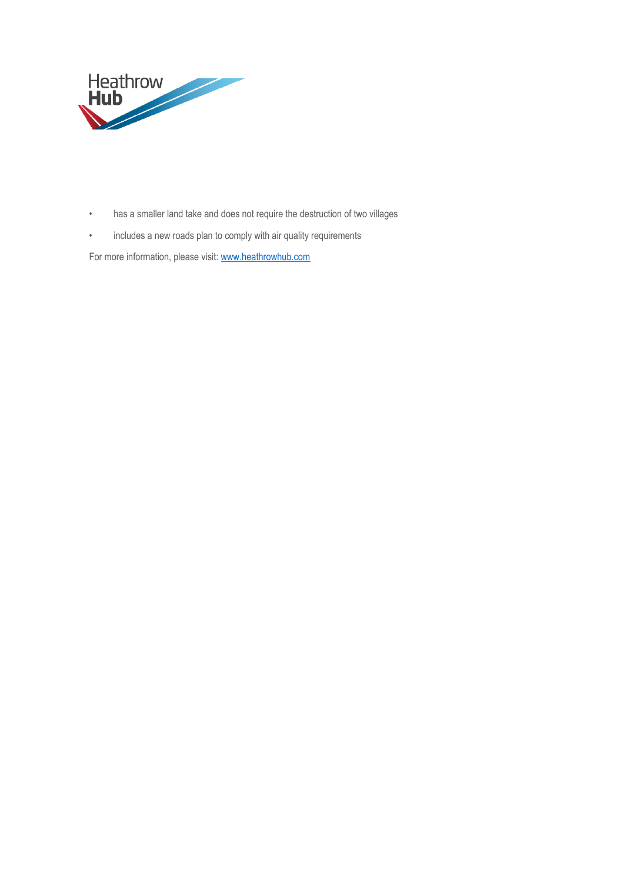- has a smaller land take and does not require the destruction of two villages
- includes a new roads plan to comply with air quality requirements

For more information, please visit: [www.heathrowhub.com](http://www.heathrowhub.com)